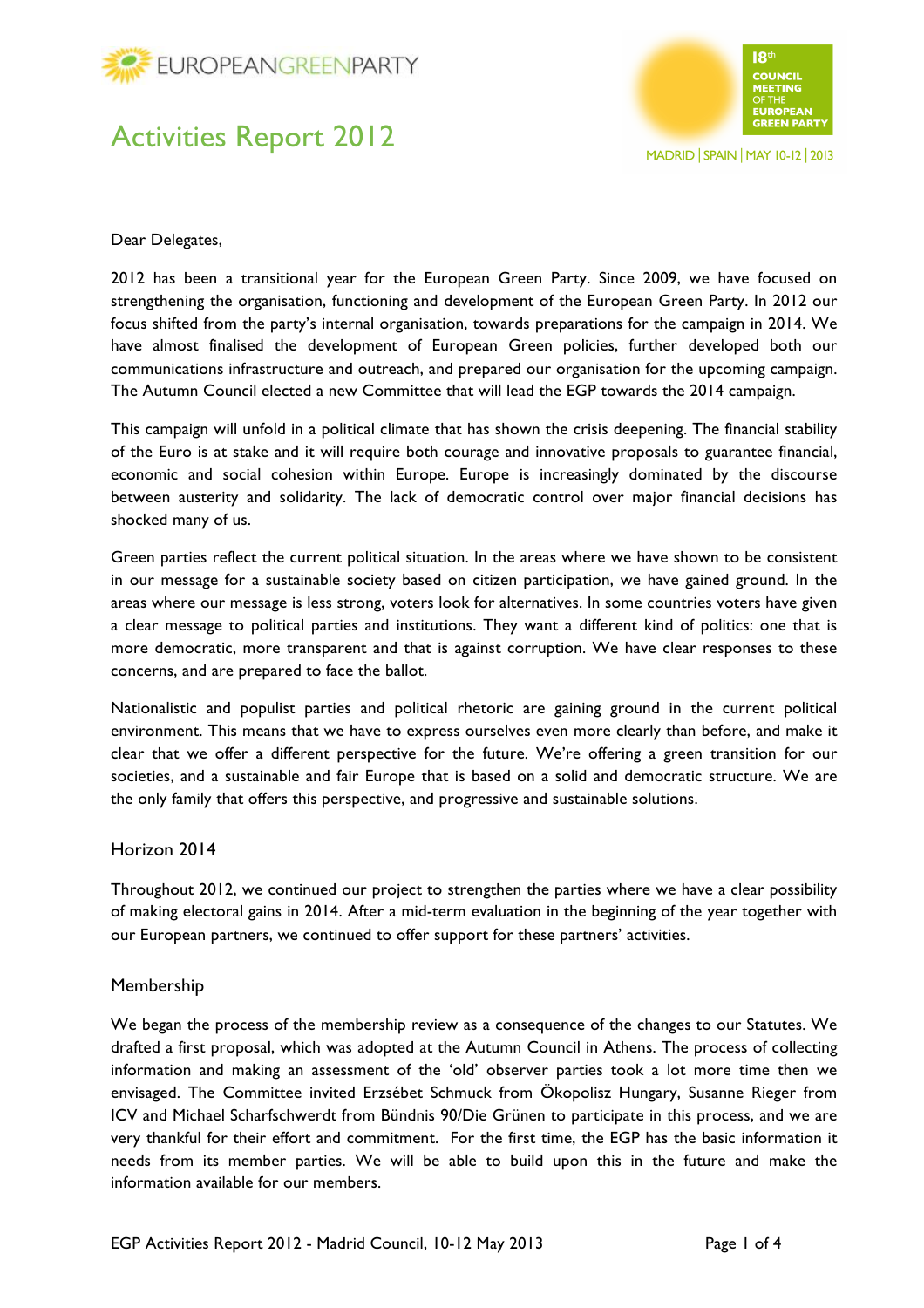EUROPEANGREENPARTY

# Activities Report 2012

18th COUNCIL MEETING OF THE EUROPEAN GREEN PARTY

MADRID | SPAIN | MAY 10-12 | 2013

Dear Delegates,

2012 has been a transitional year for the European Green Party. Since 2009, we have focused on strengthening the organisation, functioning and development of the European Green Party. In 2012 our focus shifted from the party's internal organisation, towards preparations for the campaign in 2014. We have almost finalised the development of European Green policies, further developed both our communications infrastructure and outreach, and prepared our organisation for the upcoming campaign. The Autumn Council elected a new Committee that will lead the EGP towards the 2014 campaign.

This campaign will unfold in a political climate that has shown the crisis deepening. The financial stability of the Euro is at stake and it will require both courage and innovative proposals to guarantee financial, economic and social cohesion within Europe. Europe is increasingly dominated by the discourse between austerity and solidarity. The lack of democratic control over major financial decisions has shocked many of us.

Green parties reflect the current political situation. In the areas where we have shown to be consistent in our message for a sustainable society based on citizen participation, we have gained ground. In the areas where our message is less strong, voters look for alternatives. In some countries voters have given a clear message to political parties and institutions. They want a different kind of politics: one that is more democratic, more transparent and that is against corruption. We have clear responses to these concerns, and are prepared to face the ballot.

Nationalistic and populist parties and political rhetoric are gaining ground in the current political environment. This means that we have to express ourselves even more clearly than before, and make it clear that we offer a different perspective for the future. We're offering a green transition for our societies, and a sustainable and fair Europe that is based on a solid and democratic structure. We are the only family that offers this perspective, and progressive and sustainable solutions.

## Horizon 2014

Throughout 2012, we continued our project to strengthen the parties where we have a clear possibility of making electoral gains in 2014. After a mid-term evaluation in the beginning of the year together with our European partners, we continued to offer support for these partners' activities.

## Membership

We began the process of the membership review as a consequence of the changes to our Statutes. We drafted a first proposal, which was adopted at the Autumn Council in Athens. The process of collecting information and making an assessment of the 'old' observer parties took a lot more time then we envisaged. The Committee invited Erzsébet Schmuck from Ökopolisz Hungary, Susanne Rieger from ICV and Michael Scharfschwerdt from Bündnis 90/Die Grünen to participate in this process, and we are very thankful for their effort and commitment. For the first time, the EGP has the basic information it needs from its member parties. We will be able to build upon this in the future and make the information available for our members.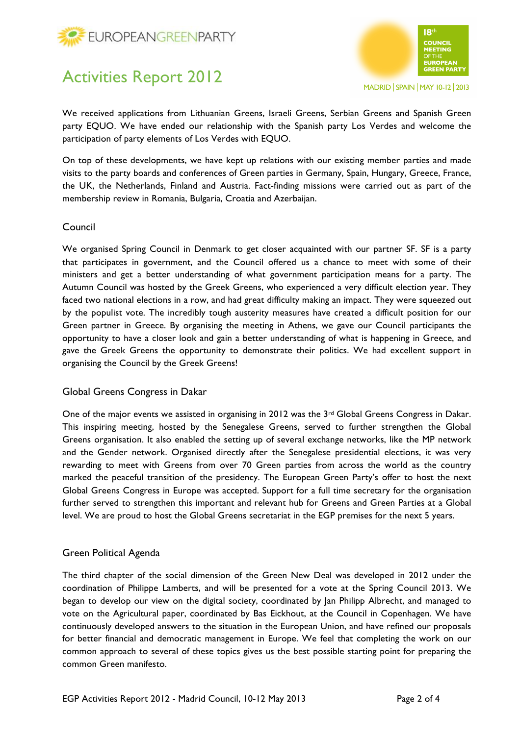We received applications from Lithuanian Greens, Israeli Greens, Serbian Greens and Spanish Green party EQUO. We have ended our relationship with the Spanish party Los Verdes and welcome the participation of party elements of Los Verdes with EQUO.

On top of these developments, we have kept up relations with our existing member parties and made visits to the party boards and conferences of Green parties in Germany, Spain, Hungary, Greece, France, the UK, the Netherlands, Finland and Austria. Fact-finding missions were carried out as part of the membership review in Romania, Bulgaria, Croatia and Azerbaijan.

## Council

We organised Spring Council in Denmark to get closer acquainted with our partner SF. SF is a party that participates in government, and the Council offered us a chance to meet with some of their ministers and get a better understanding of what government participation means for a party. The Autumn Council was hosted by the Greek Greens, who experienced a very difficult election year. They faced two national elections in a row, and had great difficulty making an impact. They were squeezed out by the populist vote. The incredibly tough austerity measures have created a difficult position for our Green partner in Greece. By organising the meeting in Athens, we gave our Council participants the opportunity to have a closer look and gain a better understanding of what is happening in Greece, and gave the Greek Greens the opportunity to demonstrate their politics. We had excellent support in organising the Council by the Greek Greens!

## Global Greens Congress in Dakar

One of the major events we assisted in organising in 2012 was the 3rd Global Greens Congress in Dakar. This inspiring meeting, hosted by the Senegalese Greens, served to further strengthen the Global Greens organisation. It also enabled the setting up of several exchange networks, like the MP network and the Gender network. Organised directly after the Senegalese presidential elections, it was very rewarding to meet with Greens from over 70 Green parties from across the world as the country marked the peaceful transition of the presidency. The European Green Party's offer to host the next Global Greens Congress in Europe was accepted. Support for a full time secretary for the organisation further served to strengthen this important and relevant hub for Greens and Green Parties at a Global level. We are proud to host the Global Greens secretariat in the EGP premises for the next 5 years.

## Green Political Agenda

The third chapter of the social dimension of the Green New Deal was developed in 2012 under the coordination of Philippe Lamberts, and will be presented for a vote at the Spring Council 2013. We began to develop our view on the digital society, coordinated by Jan Philipp Albrecht, and managed to vote on the Agricultural paper, coordinated by Bas Eickhout, at the Council in Copenhagen. We have continuously developed answers to the situation in the European Union, and have refined our proposals for better financial and democratic management in Europe. We feel that completing the work on our common approach to several of these topics gives us the best possible starting point for preparing the common Green manifesto.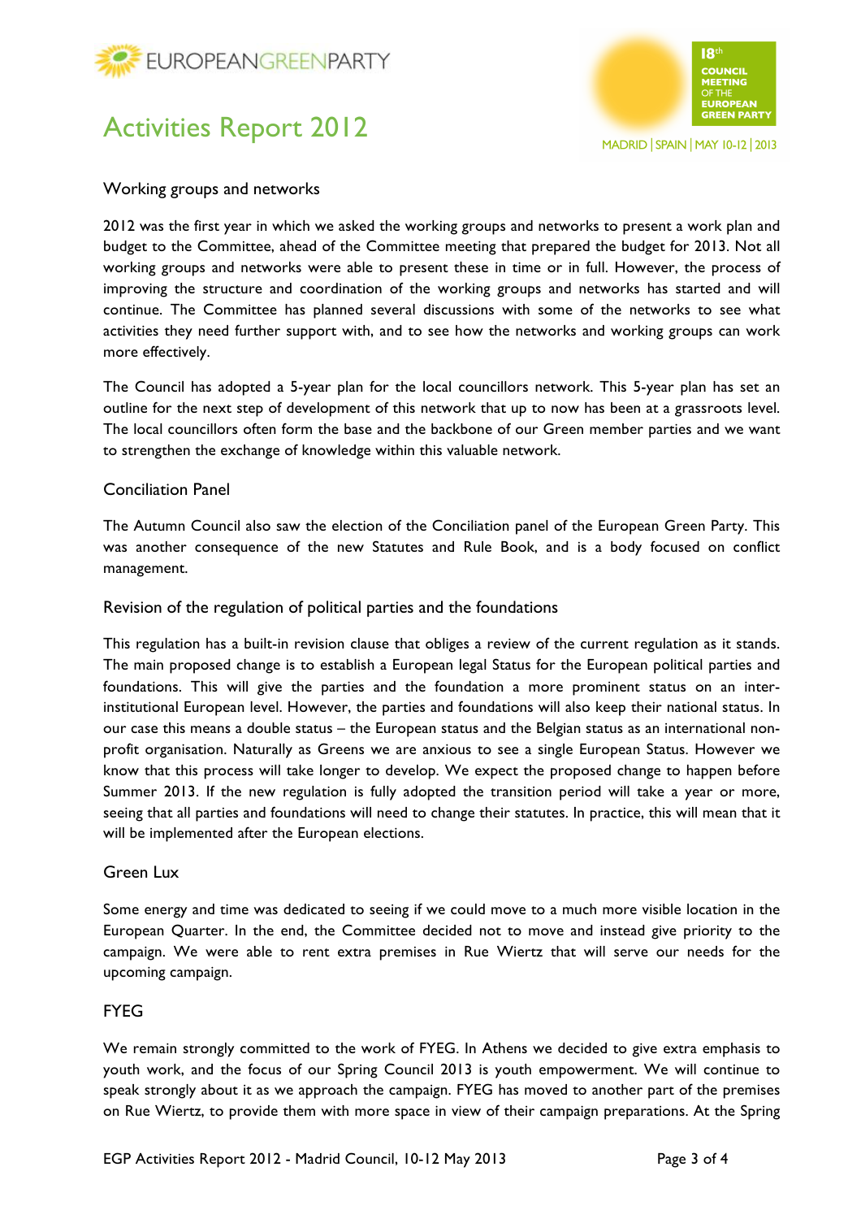## Working groups and networks

2012 was the first year in which we asked the working groups and networks to present a work plan and budget to the Committee, ahead of the Committee meeting that prepared the budget for 2013. Not all working groups and networks were able to present these in time or in full. However, the process of improving the structure and coordination of the working groups and networks has started and will continue. The Committee has planned several discussions with some of the networks to see what activities they need further support with, and to see how the networks and working groups can work more effectively.

The Council has adopted a 5-year plan for the local councillors network. This 5-year plan has set an outline for the next step of development of this network that up to now has been at a grassroots level. The local councillors often form the base and the backbone of our Green member parties and we want to strengthen the exchange of knowledge within this valuable network.

## Conciliation Panel

The Autumn Council also saw the election of the Conciliation panel of the European Green Party. This was another consequence of the new Statutes and Rule Book, and is a body focused on conflict management.

## Revision of the regulation of political parties and the foundations

This regulation has a built-in revision clause that obliges a review of the current regulation as it stands. The main proposed change is to establish a European legal Status for the European political parties and foundations. This will give the parties and the foundation a more prominent status on an inter-institutional European level. However, the parties and foundations will also keep their national status. In our case this means a double status – the European status and the Belgian status as an international non-profit organisation. Naturally as Greens we are anxious to see a single European Status. However we know that this process will take longer to develop. We expect the proposed change to happen before Summer 2013. If the new regulation is fully adopted the transition period will take a year or more, seeing that all parties and foundations will need to change their statutes. In practice, this will mean that it will be implemented after the European elections.

## Green Lux

Some energy and time was dedicated to seeing if we could move to a much more visible location in the European Quarter. In the end, the Committee decided not to move and instead give priority to the campaign. We were able to rent extra premises in Rue Wiertz that will serve our needs for the upcoming campaign.

## FYEG

We remain strongly committed to the work of FYEG. In Athens we decided to give extra emphasis to youth work, and the focus of our Spring Council 2013 is youth empowerment. We will continue to speak strongly about it as we approach the campaign. FYEG has moved to another part of the premises on Rue Wiertz, to provide them with more space in view of their campaign preparations. At the Spring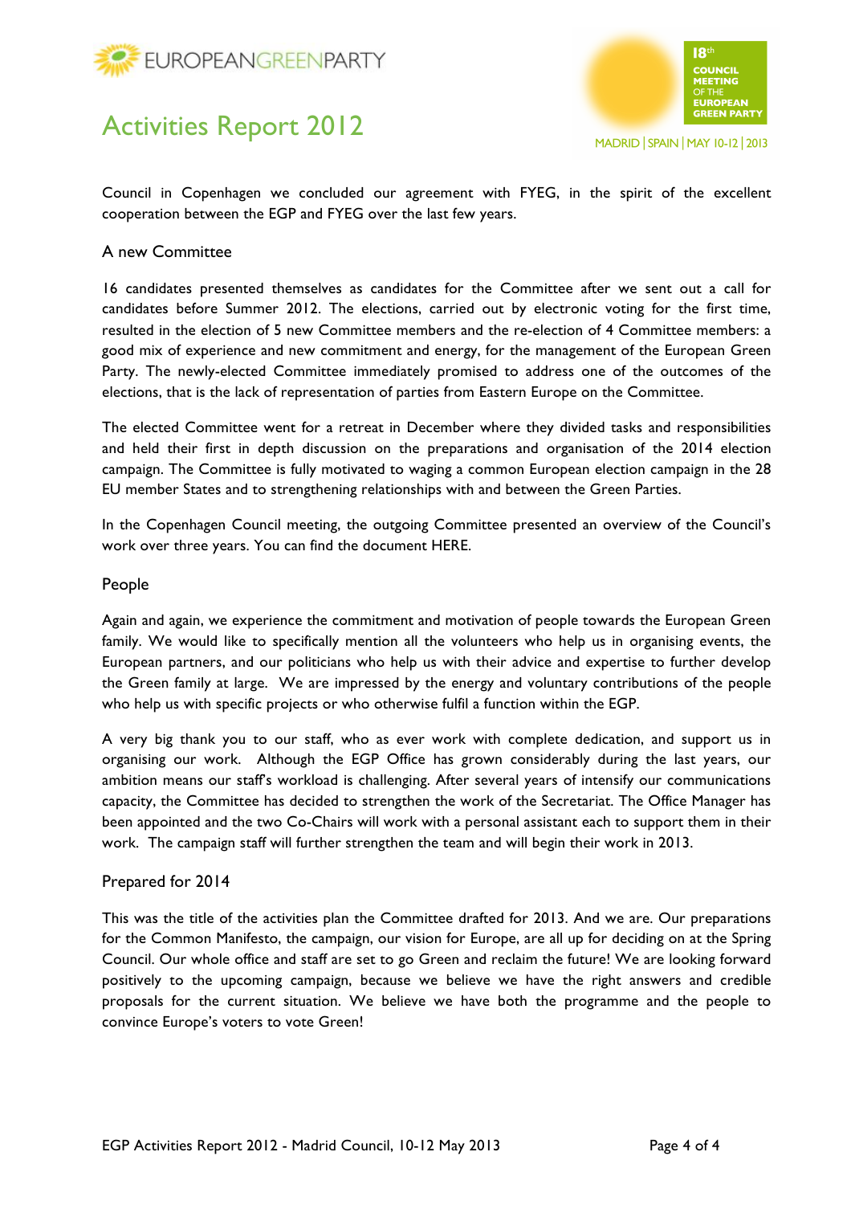Council in Copenhagen we concluded our agreement with FYEG, in the spirit of the excellent cooperation between the EGP and FYEG over the last few years.

## A new Committee

16 candidates presented themselves as candidates for the Committee after we sent out a call for candidates before Summer 2012. The elections, carried out by electronic voting for the first time, resulted in the election of 5 new Committee members and the re-election of 4 Committee members: a good mix of experience and new commitment and energy, for the management of the European Green Party. The newly-elected Committee immediately promised to address one of the outcomes of the elections, that is the lack of representation of parties from Eastern Europe on the Committee.

The elected Committee went for a retreat in December where they divided tasks and responsibilities and held their first in depth discussion on the preparations and organisation of the 2014 election campaign. The Committee is fully motivated to waging a common European election campaign in the 28 EU member States and to strengthening relationships with and between the Green Parties.

In the Copenhagen Council meeting, the outgoing Committee presented an overview of the Council's work over three years. You can find the document HERE.

## People

Again and again, we experience the commitment and motivation of people towards the European Green family. We would like to specifically mention all the volunteers who help us in organising events, the European partners, and our politicians who help us with their advice and expertise to further develop the Green family at large. We are impressed by the energy and voluntary contributions of the people who help us with specific projects or who otherwise fulfil a function within the EGP.

A very big thank you to our staff, who as ever work with complete dedication, and support us in organising our work. Although the EGP Office has grown considerably during the last years, our ambition means our staff's workload is challenging. After several years of intensify our communications capacity, the Committee has decided to strengthen the work of the Secretariat. The Office Manager has been appointed and the two Co-Chairs will work with a personal assistant each to support them in their work. The campaign staff will further strengthen the team and will begin their work in 2013.

## Prepared for 2014

This was the title of the activities plan the Committee drafted for 2013. And we are. Our preparations for the Common Manifesto, the campaign, our vision for Europe, are all up for deciding on at the Spring Council. Our whole office and staff are set to go Green and reclaim the future! We are looking forward positively to the upcoming campaign, because we believe we have the right answers and credible proposals for the current situation. We believe we have both the programme and the people to convince Europe's voters to vote Green!